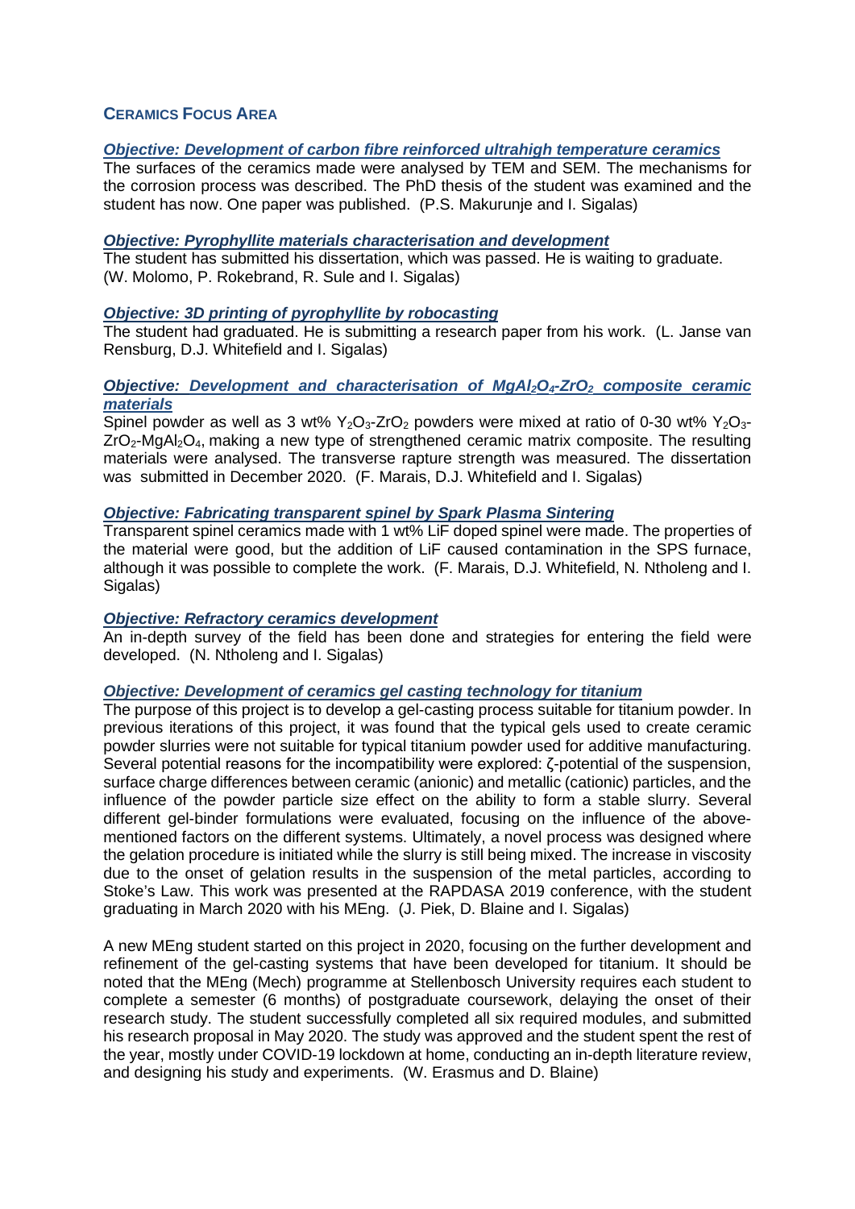## CERAMICS FOCUS AREA

### *Objective: Development of carbon fibre reinforced ultrahigh temperature ceramics*

The surfaces of the ceramics made were analysed by TEM and SEM. The mechanisms for the corrosion process was described. The PhD thesis of the student was examined and the student has now. One paper was published. (P.S. Makurunje and I. Sigalas)

### *Objective: Pyrophyllite materials characterisation and development*

The student has submitted his dissertation, which was passed. He is waiting to graduate. (W. Molomo, P. Rokebrand, R. Sule and I. Sigalas)

### *Objective: 3D printing of pyrophyllite by robocasting*

The student had graduated. He is submitting a research paper from his work. (L. Janse van Rensburg, D.J. Whitefield and I. Sigalas)

### *Objective: Development and characterisation of $MgAl_2O_4$-$ZrO_2$ composite ceramic materials*

Spinel powder as well as 3 wt% $Y_2O_3$-$ZrO_2$ powders were mixed at ratio of 0-30 wt% $Y_2O_3$-$ZrO_2$-$MgAl_2O_4$, making a new type of strengthened ceramic matrix composite. The resulting materials were analysed. The transverse rapture strength was measured. The dissertation was submitted in December 2020. (F. Marais, D.J. Whitefield and I. Sigalas)

### *Objective: Fabricating transparent spinel by Spark Plasma Sintering*

Transparent spinel ceramics made with 1 wt% LiF doped spinel were made. The properties of the material were good, but the addition of LiF caused contamination in the SPS furnace, although it was possible to complete the work. (F. Marais, D.J. Whitefield, N. Ntholeng and I. Sigalas)

### *Objective: Refractory ceramics development*

An in-depth survey of the field has been done and strategies for entering the field were developed. (N. Ntholeng and I. Sigalas)

### *Objective: Development of ceramics gel casting technology for titanium*

The purpose of this project is to develop a gel-casting process suitable for titanium powder. In previous iterations of this project, it was found that the typical gels used to create ceramic powder slurries were not suitable for typical titanium powder used for additive manufacturing. Several potential reasons for the incompatibility were explored: ζ-potential of the suspension, surface charge differences between ceramic (anionic) and metallic (cationic) particles, and the influence of the powder particle size effect on the ability to form a stable slurry. Several different gel-binder formulations were evaluated, focusing on the influence of the above-mentioned factors on the different systems. Ultimately, a novel process was designed where the gelation procedure is initiated while the slurry is still being mixed. The increase in viscosity due to the onset of gelation results in the suspension of the metal particles, according to Stoke's Law. This work was presented at the RAPDASA 2019 conference, with the student graduating in March 2020 with his MEng. (J. Piek, D. Blaine and I. Sigalas)

A new MEng student started on this project in 2020, focusing on the further development and refinement of the gel-casting systems that have been developed for titanium. It should be noted that the MEng (Mech) programme at Stellenbosch University requires each student to complete a semester (6 months) of postgraduate coursework, delaying the onset of their research study. The student successfully completed all six required modules, and submitted his research proposal in May 2020. The study was approved and the student spent the rest of the year, mostly under COVID-19 lockdown at home, conducting an in-depth literature review, and designing his study and experiments. (W. Erasmus and D. Blaine)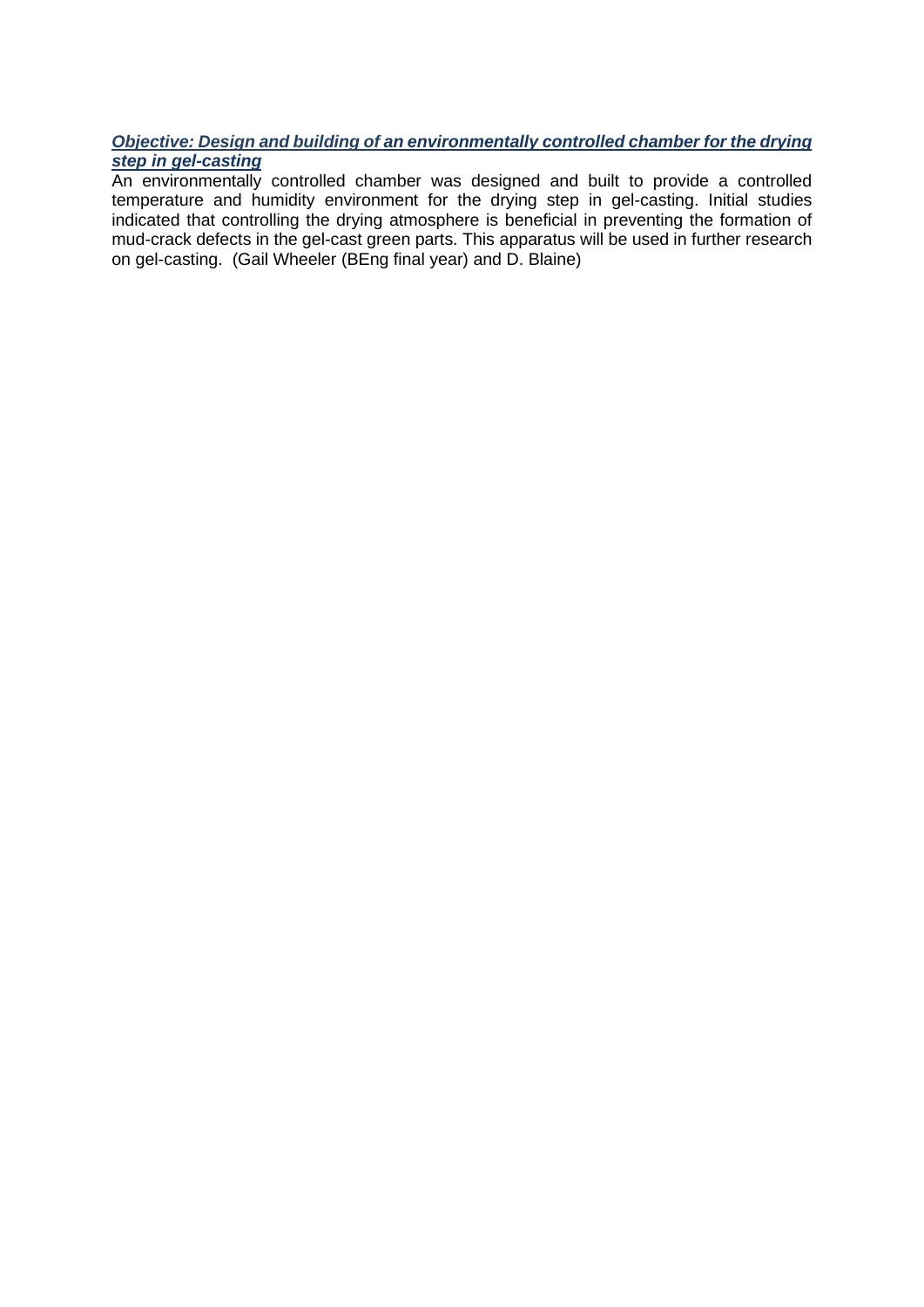***Objective: Design and building of an environmentally controlled chamber for the drying step in gel-casting***

An environmentally controlled chamber was designed and built to provide a controlled temperature and humidity environment for the drying step in gel-casting. Initial studies indicated that controlling the drying atmosphere is beneficial in preventing the formation of mud-crack defects in the gel-cast green parts. This apparatus will be used in further research on gel-casting. (Gail Wheeler (BEng final year) and D. Blaine)